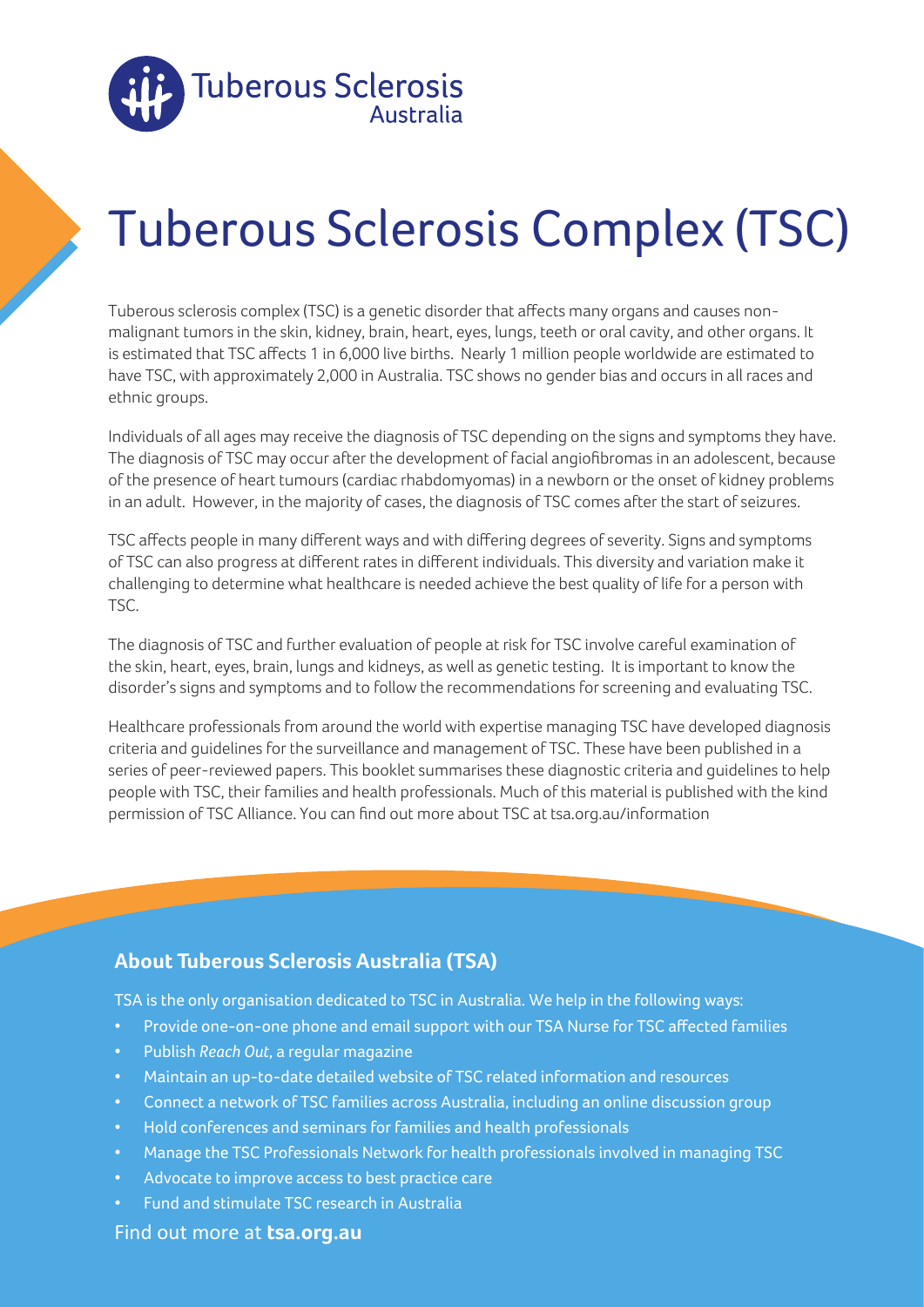Tuberous Sclerosis Australia

# Tuberous Sclerosis Complex (TSC)

Tuberous sclerosis complex (TSC) is a genetic disorder that affects many organs and causes non-malignant tumors in the skin, kidney, brain, heart, eyes, lungs, teeth or oral cavity, and other organs. It is estimated that TSC affects 1 in 6,000 live births. Nearly 1 million people worldwide are estimated to have TSC, with approximately 2,000 in Australia. TSC shows no gender bias and occurs in all races and ethnic groups.

Individuals of all ages may receive the diagnosis of TSC depending on the signs and symptoms they have. The diagnosis of TSC may occur after the development of facial angiofibromas in an adolescent, because of the presence of heart tumours (cardiac rhabdomyomas) in a newborn or the onset of kidney problems in an adult. However, in the majority of cases, the diagnosis of TSC comes after the start of seizures.

TSC affects people in many different ways and with differing degrees of severity. Signs and symptoms of TSC can also progress at different rates in different individuals. This diversity and variation make it challenging to determine what healthcare is needed achieve the best quality of life for a person with TSC.

The diagnosis of TSC and further evaluation of people at risk for TSC involve careful examination of the skin, heart, eyes, brain, lungs and kidneys, as well as genetic testing. It is important to know the disorder's signs and symptoms and to follow the recommendations for screening and evaluating TSC.

Healthcare professionals from around the world with expertise managing TSC have developed diagnosis criteria and guidelines for the surveillance and management of TSC. These have been published in a series of peer-reviewed papers. This booklet summarises these diagnostic criteria and guidelines to help people with TSC, their families and health professionals. Much of this material is published with the kind permission of TSC Alliance. You can find out more about TSC at tsa.org.au/information

## About Tuberous Sclerosis Australia (TSA)

TSA is the only organisation dedicated to TSC in Australia. We help in the following ways:

- Provide one-on-one phone and email support with our TSA Nurse for TSC affected families
- Publish *Reach Out*, a regular magazine
- Maintain an up-to-date detailed website of TSC related information and resources
- Connect a network of TSC families across Australia, including an online discussion group
- Hold conferences and seminars for families and health professionals
- Manage the TSC Professionals Network for health professionals involved in managing TSC
- Advocate to improve access to best practice care
- Fund and stimulate TSC research in Australia

Find out more at **tsa.org.au**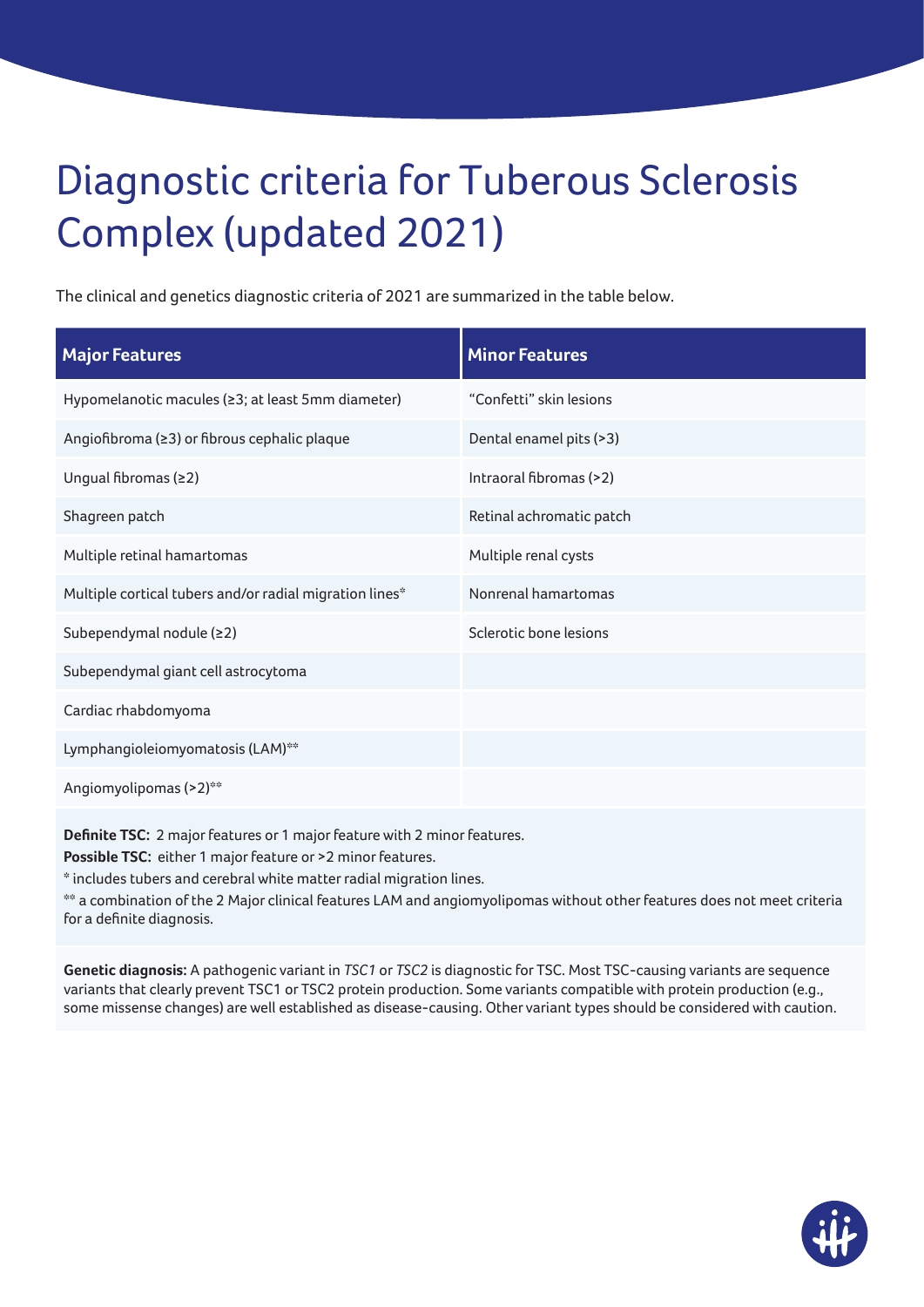# Diagnostic criteria for Tuberous Sclerosis Complex (updated 2021)

The clinical and genetics diagnostic criteria of 2021 are summarized in the table below.

| Major Features | Minor Features |
|---|---|
| Hypomelanotic macules (≥3; at least 5mm diameter) | "Confetti" skin lesions |
| Angiofibroma (≥3) or fibrous cephalic plaque | Dental enamel pits (>3) |
| Ungual fibromas (≥2) | Intraoral fibromas (>2) |
| Shagreen patch | Retinal achromatic patch |
| Multiple retinal hamartomas | Multiple renal cysts |
| Multiple cortical tubers and/or radial migration lines* | Nonrenal hamartomas |
| Subependymal nodule (≥2) | Sclerotic bone lesions |
| Subependymal giant cell astrocytoma | |
| Cardiac rhabdomyoma | |
| Lymphangioleiomyomatosis (LAM)** | |
| Angiomyolipomas (>2)** | |

**Definite TSC:** 2 major features or 1 major feature with 2 minor features.

**Possible TSC:** either 1 major feature or >2 minor features.

* includes tubers and cerebral white matter radial migration lines.

** a combination of the 2 Major clinical features LAM and angiomyolipomas without other features does not meet criteria for a definite diagnosis.

**Genetic diagnosis:** A pathogenic variant in *TSC1* or *TSC2* is diagnostic for TSC. Most TSC-causing variants are sequence variants that clearly prevent TSC1 or TSC2 protein production. Some variants compatible with protein production (e.g., some missense changes) are well established as disease-causing. Other variant types should be considered with caution.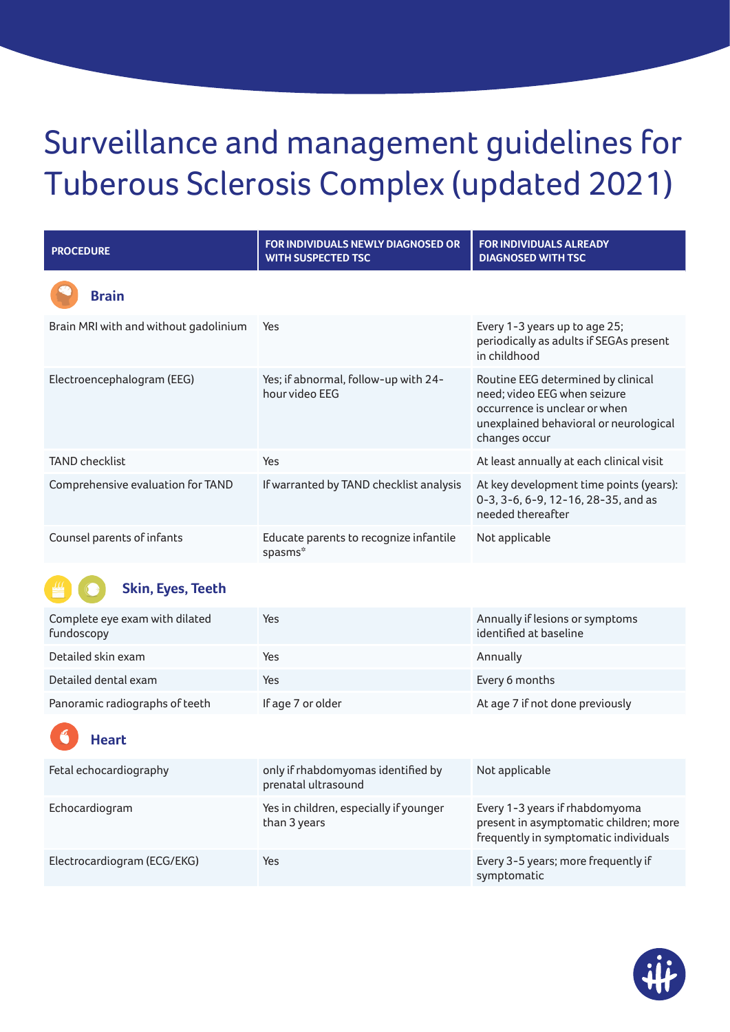# Surveillance and management guidelines for Tuberous Sclerosis Complex (updated 2021)

| PROCEDURE | FOR INDIVIDUALS NEWLY DIAGNOSED OR WITH SUSPECTED TSC | FOR INDIVIDUALS ALREADY DIAGNOSED WITH TSC |
|---|---|---|
| **Brain** | | |
| Brain MRI with and without gadolinium | Yes | Every 1-3 years up to age 25; periodically as adults if SEGAs present in childhood |
| Electroencephalogram (EEG) | Yes; if abnormal, follow-up with 24-hour video EEG | Routine EEG determined by clinical need; video EEG when seizure occurrence is unclear or when unexplained behavioral or neurological changes occur |
| TAND checklist | Yes | At least annually at each clinical visit |
| Comprehensive evaluation for TAND | If warranted by TAND checklist analysis | At key development time points (years): 0-3, 3-6, 6-9, 12-16, 28-35, and as needed thereafter |
| Counsel parents of infants | Educate parents to recognize infantile spasms* | Not applicable |
| **Skin, Eyes, Teeth** | | |
| Complete eye exam with dilated fundoscopy | Yes | Annually if lesions or symptoms identified at baseline |
| Detailed skin exam | Yes | Annually |
| Detailed dental exam | Yes | Every 6 months |
| Panoramic radiographs of teeth | If age 7 or older | At age 7 if not done previously |
| **Heart** | | |
| Fetal echocardiography | only if rhabdomyomas identified by prenatal ultrasound | Not applicable |
| Echocardiogram | Yes in children, especially if younger than 3 years | Every 1-3 years if rhabdomyoma present in asymptomatic children; more frequently in symptomatic individuals |
| Electrocardiogram (ECG/EKG) | Yes | Every 3-5 years; more frequently if symptomatic |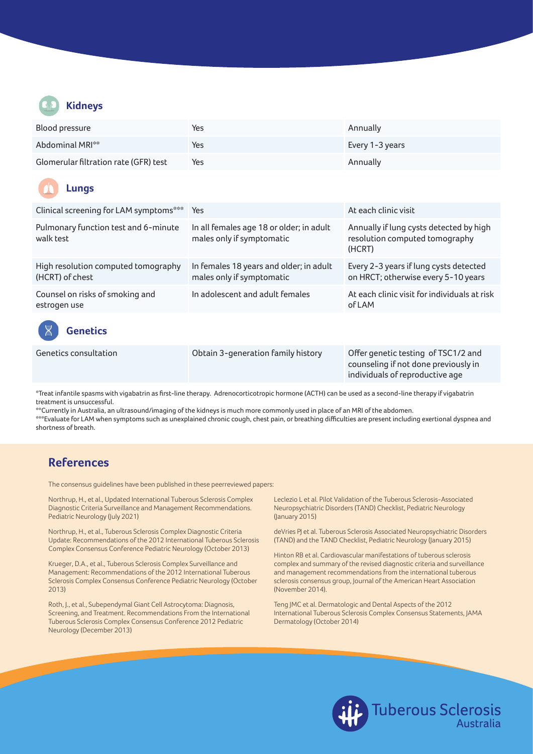## Kidneys

| | | |
|---|---|---|
| Blood pressure | Yes | Annually |
| Abdominal MRI** | Yes | Every 1-3 years |
| Glomerular filtration rate (GFR) test | Yes | Annually |

## Lungs

| | | |
|---|---|---|
| Clinical screening for LAM symptoms*** | Yes | At each clinic visit |
| Pulmonary function test and 6-minute walk test | In all females age 18 or older; in adult males only if symptomatic | Annually if lung cysts detected by high resolution computed tomography (HCRT) |
| High resolution computed tomography (HCRT) of chest | In females 18 years and older; in adult males only if symptomatic | Every 2-3 years if lung cysts detected on HRCT; otherwise every 5-10 years |
| Counsel on risks of smoking and estrogen use | In adolescent and adult females | At each clinic visit for individuals at risk of LAM |

## Genetics

| | | |
|---|---|---|
| Genetics consultation | Obtain 3-generation family history | Offer genetic testing of TSC1/2 and counseling if not done previously in individuals of reproductive age |

*Treat infantile spasms with vigabatrin as first-line therapy. Adrenocorticotropic hormone (ACTH) can be used as a second-line therapy if vigabatrin treatment is unsuccessful.

**Currently in Australia, an ultrasound/imaging of the kidneys is much more commonly used in place of an MRI of the abdomen.

***Evaluate for LAM when symptoms such as unexplained chronic cough, chest pain, or breathing difficulties are present including exertional dyspnea and shortness of breath.

## References

The consensus guidelines have been published in these peerreviewed papers:

Northrup, H., et al., Updated International Tuberous Sclerosis Complex Diagnostic Criteria Surveillance and Management Recommendations. Pediatric Neurology (July 2021)

Northrup, H., et al., Tuberous Sclerosis Complex Diagnostic Criteria Update: Recommendations of the 2012 International Tuberous Sclerosis Complex Consensus Conference Pediatric Neurology (October 2013)

Krueger, D.A., et al., Tuberous Sclerosis Complex Surveillance and Management: Recommendations of the 2012 International Tuberous Sclerosis Complex Consensus Conference Pediatric Neurology (October 2013)

Roth, J., et al., Subependymal Giant Cell Astrocytoma: Diagnosis, Screening, and Treatment. Recommendations From the International Tuberous Sclerosis Complex Consensus Conference 2012 Pediatric Neurology (December 2013)

Leclezio L et al. Pilot Validation of the Tuberous Sclerosis-Associated Neuropsychiatric Disorders (TAND) Checklist, Pediatric Neurology (January 2015)

deVries PJ et al. Tuberous Sclerosis Associated Neuropsychiatric Disorders (TAND) and the TAND Checklist, Pediatric Neurology (January 2015)

Hinton RB et al. Cardiovascular manifestations of tuberous sclerosis complex and summary of the revised diagnostic criteria and surveillance and management recommendations from the international tuberous sclerosis consensus group, Journal of the American Heart Association (November 2014).

Teng JMC et al. Dermatologic and Dental Aspects of the 2012 International Tuberous Sclerosis Complex Consensus Statements, JAMA Dermatology (October 2014)

Tuberous Sclerosis Australia